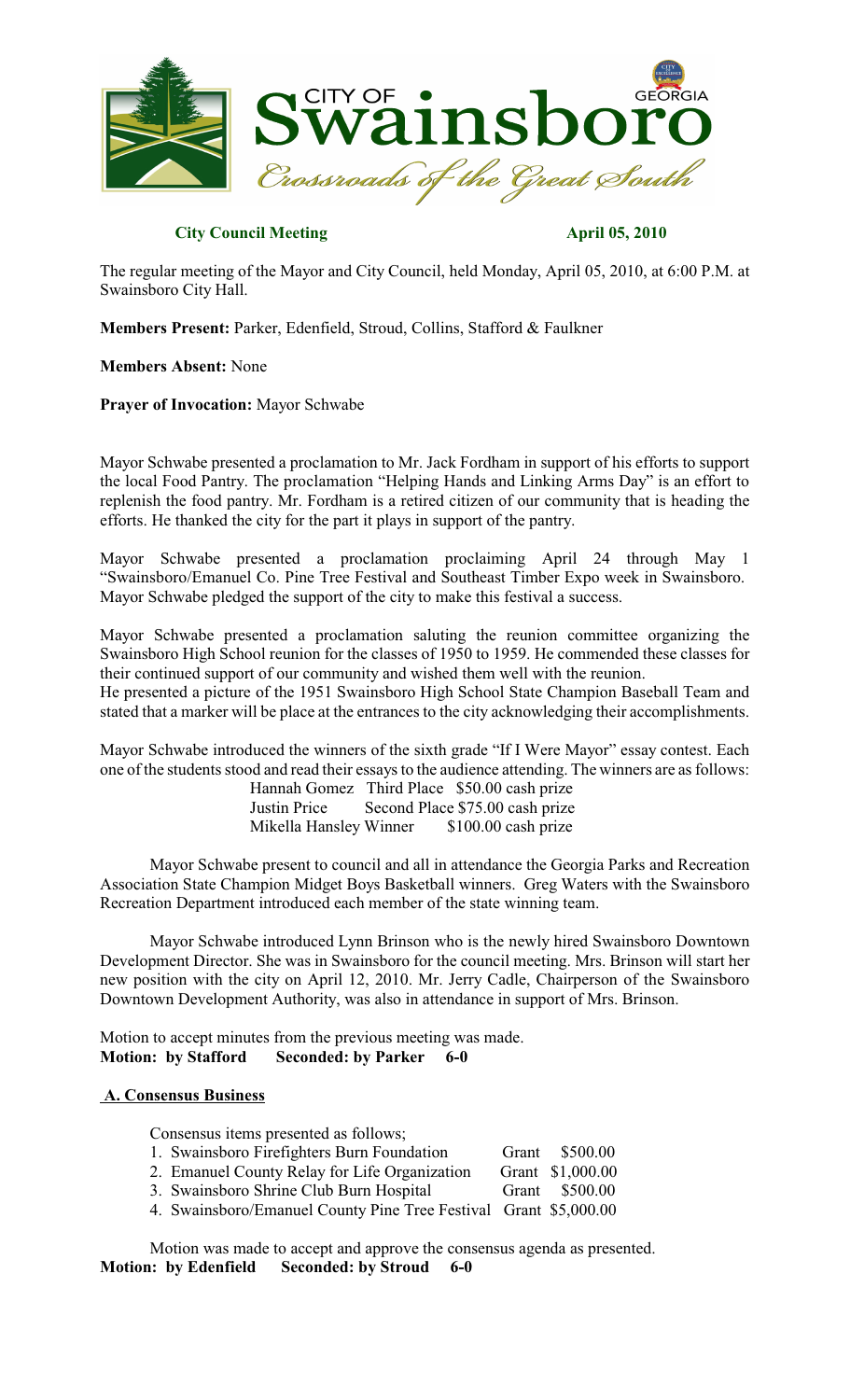# City of Swainsboro, Georgia

*Crossroads of the Great South*

**City Council Meeting** **April 05, 2010**

The regular meeting of the Mayor and City Council, held Monday, April 05, 2010, at 6:00 P.M. at Swainsboro City Hall.

**Members Present:** Parker, Edenfield, Stroud, Collins, Stafford & Faulkner

**Members Absent:** None

**Prayer of Invocation:** Mayor Schwabe

Mayor Schwabe presented a proclamation to Mr. Jack Fordham in support of his efforts to support the local Food Pantry. The proclamation "Helping Hands and Linking Arms Day" is an effort to replenish the food pantry. Mr. Fordham is a retired citizen of our community that is heading the efforts. He thanked the city for the part it plays in support of the pantry.

Mayor Schwabe presented a proclamation proclaiming April 24 through May 1 "Swainsboro/Emanuel Co. Pine Tree Festival and Southeast Timber Expo week in Swainsboro. Mayor Schwabe pledged the support of the city to make this festival a success.

Mayor Schwabe presented a proclamation saluting the reunion committee organizing the Swainsboro High School reunion for the classes of 1950 to 1959. He commended these classes for their continued support of our community and wished them well with the reunion.
He presented a picture of the 1951 Swainsboro High School State Champion Baseball Team and stated that a marker will be place at the entrances to the city acknowledging their accomplishments.

Mayor Schwabe introduced the winners of the sixth grade "If I Were Mayor" essay contest. Each one of the students stood and read their essays to the audience attending. The winners are as follows:

| | | |
|---|---|---|
| Hannah Gomez | Third Place | \$50.00 cash prize |
| Justin Price | Second Place | \$75.00 cash prize |
| Mikella Hansley | Winner | \$100.00 cash prize |

Mayor Schwabe present to council and all in attendance the Georgia Parks and Recreation Association State Champion Midget Boys Basketball winners. Greg Waters with the Swainsboro Recreation Department introduced each member of the state winning team.

Mayor Schwabe introduced Lynn Brinson who is the newly hired Swainsboro Downtown Development Director. She was in Swainsboro for the council meeting. Mrs. Brinson will start her new position with the city on April 12, 2010. Mr. Jerry Cadle, Chairperson of the Swainsboro Downtown Development Authority, was also in attendance in support of Mrs. Brinson.

Motion to accept minutes from the previous meeting was made.
**Motion: by Stafford Seconded: by Parker 6-0**

## A. Consensus Business

Consensus items presented as follows;

1. Swainsboro Firefighters Burn Foundation Grant \$500.00
2. Emanuel County Relay for Life Organization Grant \$1,000.00
3. Swainsboro Shrine Club Burn Hospital Grant \$500.00
4. Swainsboro/Emanuel County Pine Tree Festival Grant \$5,000.00

Motion was made to accept and approve the consensus agenda as presented.
**Motion: by Edenfield Seconded: by Stroud 6-0**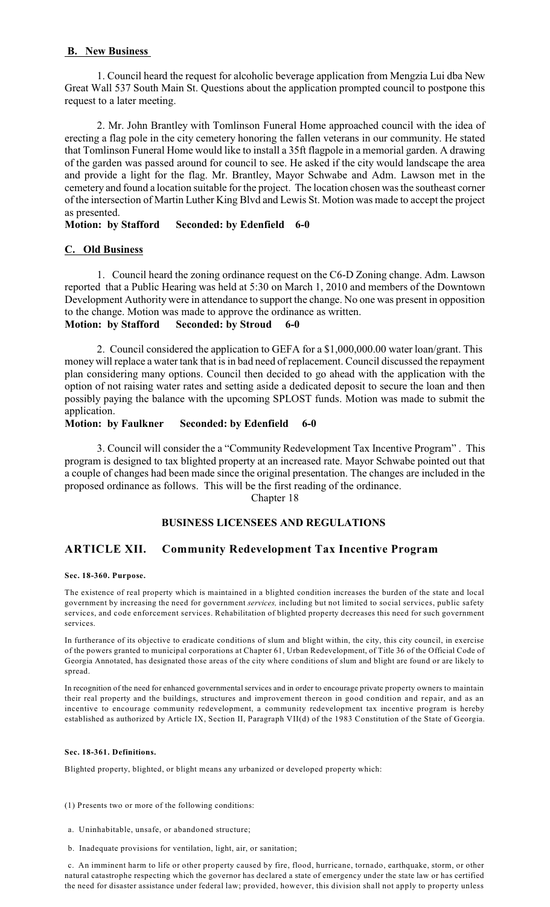## B. New Business

1. Council heard the request for alcoholic beverage application from Mengzia Lui dba New Great Wall 537 South Main St. Questions about the application prompted council to postpone this request to a later meeting.

2. Mr. John Brantley with Tomlinson Funeral Home approached council with the idea of erecting a flag pole in the city cemetery honoring the fallen veterans in our community. He stated that Tomlinson Funeral Home would like to install a 35ft flagpole in a memorial garden. A drawing of the garden was passed around for council to see. He asked if the city would landscape the area and provide a light for the flag. Mr. Brantley, Mayor Schwabe and Adm. Lawson met in the cemetery and found a location suitable for the project. The location chosen was the southeast corner of the intersection of Martin Luther King Blvd and Lewis St. Motion was made to accept the project as presented.

**Motion: by Stafford Seconded: by Edenfield 6-0**

## C. Old Business

1. Council heard the zoning ordinance request on the C6-D Zoning change. Adm. Lawson reported that a Public Hearing was held at 5:30 on March 1, 2010 and members of the Downtown Development Authority were in attendance to support the change. No one was present in opposition to the change. Motion was made to approve the ordinance as written.

**Motion: by Stafford Seconded: by Stroud 6-0**

2. Council considered the application to GEFA for a $1,000,000.00 water loan/grant. This money will replace a water tank that is in bad need of replacement. Council discussed the repayment plan considering many options. Council then decided to go ahead with the application with the option of not raising water rates and setting aside a dedicated deposit to secure the loan and then possibly paying the balance with the upcoming SPLOST funds. Motion was made to submit the application.

**Motion: by Faulkner Seconded: by Edenfield 6-0**

3. Council will consider the a "Community Redevelopment Tax Incentive Program". This program is designed to tax blighted property at an increased rate. Mayor Schwabe pointed out that a couple of changes had been made since the original presentation. The changes are included in the proposed ordinance as follows. This will be the first reading of the ordinance.

Chapter 18

**BUSINESS LICENSEES AND REGULATIONS**

## ARTICLE XII. Community Redevelopment Tax Incentive Program

**Sec. 18-360. Purpose.**

The existence of real property which is maintained in a blighted condition increases the burden of the state and local government by increasing the need for government *services,* including but not limited to social services, public safety services, and code enforcement services. Rehabilitation of blighted property decreases this need for such government services.

In furtherance of its objective to eradicate conditions of slum and blight within, the city, this city council, in exercise of the powers granted to municipal corporations at Chapter 61, Urban Redevelopment, of Title 36 of the Official Code of Georgia Annotated, has designated those areas of the city where conditions of slum and blight are found or are likely to spread.

In recognition of the need for enhanced governmental services and in order to encourage private property owners to maintain their real property and the buildings, structures and improvement thereon in good condition and repair, and as an incentive to encourage community redevelopment, a community redevelopment tax incentive program is hereby established as authorized by Article IX, Section II, Paragraph VII(d) of the 1983 Constitution of the State of Georgia.

**Sec. 18-361. Definitions.**

Blighted property, blighted, or blight means any urbanized or developed property which:

(1) Presents two or more of the following conditions:

a. Uninhabitable, unsafe, or abandoned structure;

b. Inadequate provisions for ventilation, light, air, or sanitation;

c. An imminent harm to life or other property caused by fire, flood, hurricane, tornado, earthquake, storm, or other natural catastrophe respecting which the governor has declared a state of emergency under the state law or has certified the need for disaster assistance under federal law; provided, however, this division shall not apply to property unless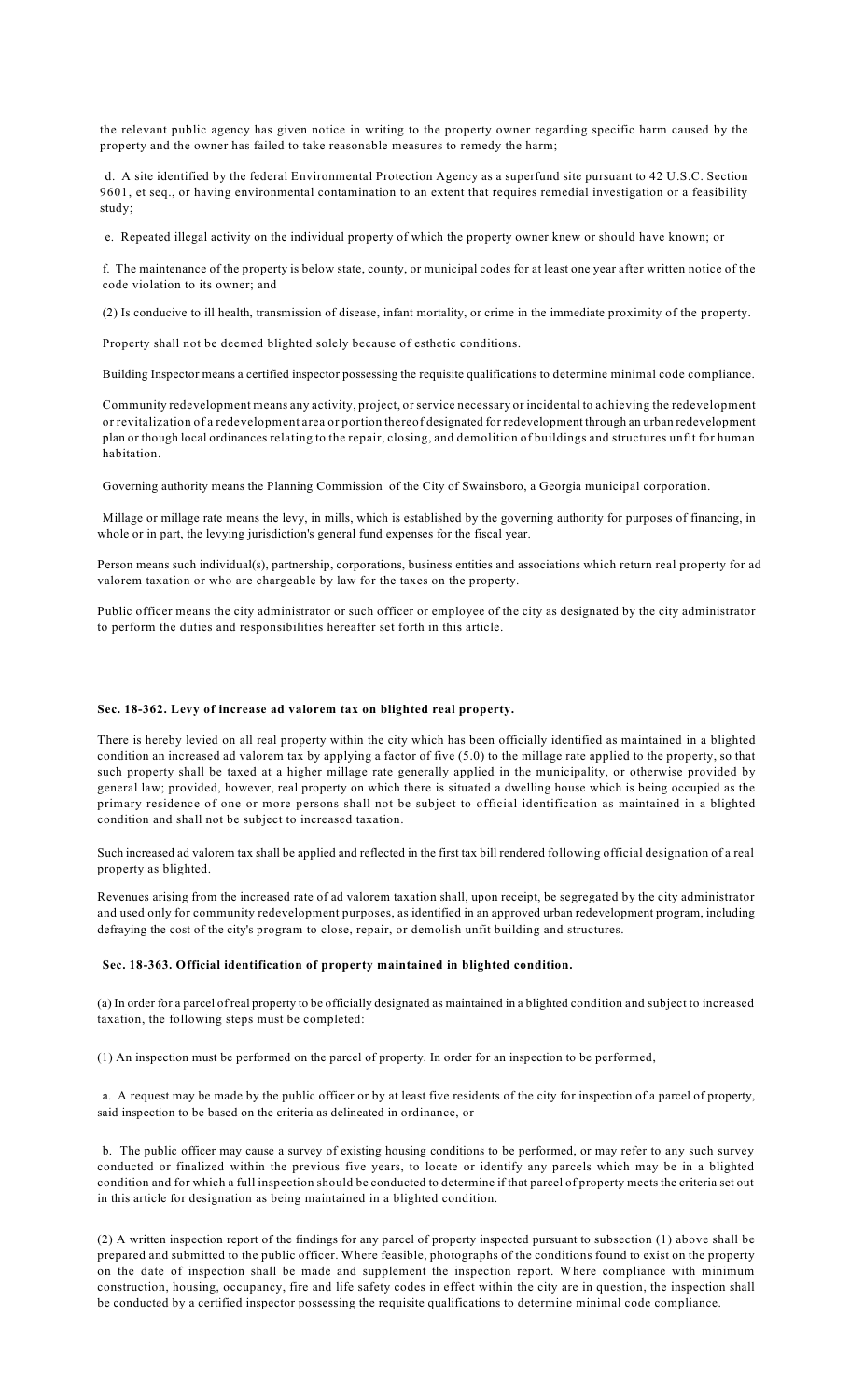the relevant public agency has given notice in writing to the property owner regarding specific harm caused by the property and the owner has failed to take reasonable measures to remedy the harm;

d. A site identified by the federal Environmental Protection Agency as a superfund site pursuant to 42 U.S.C. Section 9601, et seq., or having environmental contamination to an extent that requires remedial investigation or a feasibility study;

e. Repeated illegal activity on the individual property of which the property owner knew or should have known; or

f. The maintenance of the property is below state, county, or municipal codes for at least one year after written notice of the code violation to its owner; and

(2) Is conducive to ill health, transmission of disease, infant mortality, or crime in the immediate proximity of the property.

Property shall not be deemed blighted solely because of esthetic conditions.

Building Inspector means a certified inspector possessing the requisite qualifications to determine minimal code compliance.

Community redevelopment means any activity, project, or service necessary or incidental to achieving the redevelopment or revitalization of a redevelopment area or portion thereof designated for redevelopment through an urban redevelopment plan or though local ordinances relating to the repair, closing, and demolition of buildings and structures unfit for human habitation.

Governing authority means the Planning Commission of the City of Swainsboro, a Georgia municipal corporation.

Millage or millage rate means the levy, in mills, which is established by the governing authority for purposes of financing, in whole or in part, the levying jurisdiction's general fund expenses for the fiscal year.

Person means such individual(s), partnership, corporations, business entities and associations which return real property for ad valorem taxation or who are chargeable by law for the taxes on the property.

Public officer means the city administrator or such officer or employee of the city as designated by the city administrator to perform the duties and responsibilities hereafter set forth in this article.

**Sec. 18-362. Levy of increase ad valorem tax on blighted real property.**

There is hereby levied on all real property within the city which has been officially identified as maintained in a blighted condition an increased ad valorem tax by applying a factor of five (5.0) to the millage rate applied to the property, so that such property shall be taxed at a higher millage rate generally applied in the municipality, or otherwise provided by general law; provided, however, real property on which there is situated a dwelling house which is being occupied as the primary residence of one or more persons shall not be subject to official identification as maintained in a blighted condition and shall not be subject to increased taxation.

Such increased ad valorem tax shall be applied and reflected in the first tax bill rendered following official designation of a real property as blighted.

Revenues arising from the increased rate of ad valorem taxation shall, upon receipt, be segregated by the city administrator and used only for community redevelopment purposes, as identified in an approved urban redevelopment program, including defraying the cost of the city's program to close, repair, or demolish unfit building and structures.

**Sec. 18-363. Official identification of property maintained in blighted condition.**

(a) In order for a parcel of real property to be officially designated as maintained in a blighted condition and subject to increased taxation, the following steps must be completed:

(1) An inspection must be performed on the parcel of property. In order for an inspection to be performed,

a. A request may be made by the public officer or by at least five residents of the city for inspection of a parcel of property, said inspection to be based on the criteria as delineated in ordinance, or

b. The public officer may cause a survey of existing housing conditions to be performed, or may refer to any such survey conducted or finalized within the previous five years, to locate or identify any parcels which may be in a blighted condition and for which a full inspection should be conducted to determine if that parcel of property meets the criteria set out in this article for designation as being maintained in a blighted condition.

(2) A written inspection report of the findings for any parcel of property inspected pursuant to subsection (1) above shall be prepared and submitted to the public officer. Where feasible, photographs of the conditions found to exist on the property on the date of inspection shall be made and supplement the inspection report. Where compliance with minimum construction, housing, occupancy, fire and life safety codes in effect within the city are in question, the inspection shall be conducted by a certified inspector possessing the requisite qualifications to determine minimal code compliance.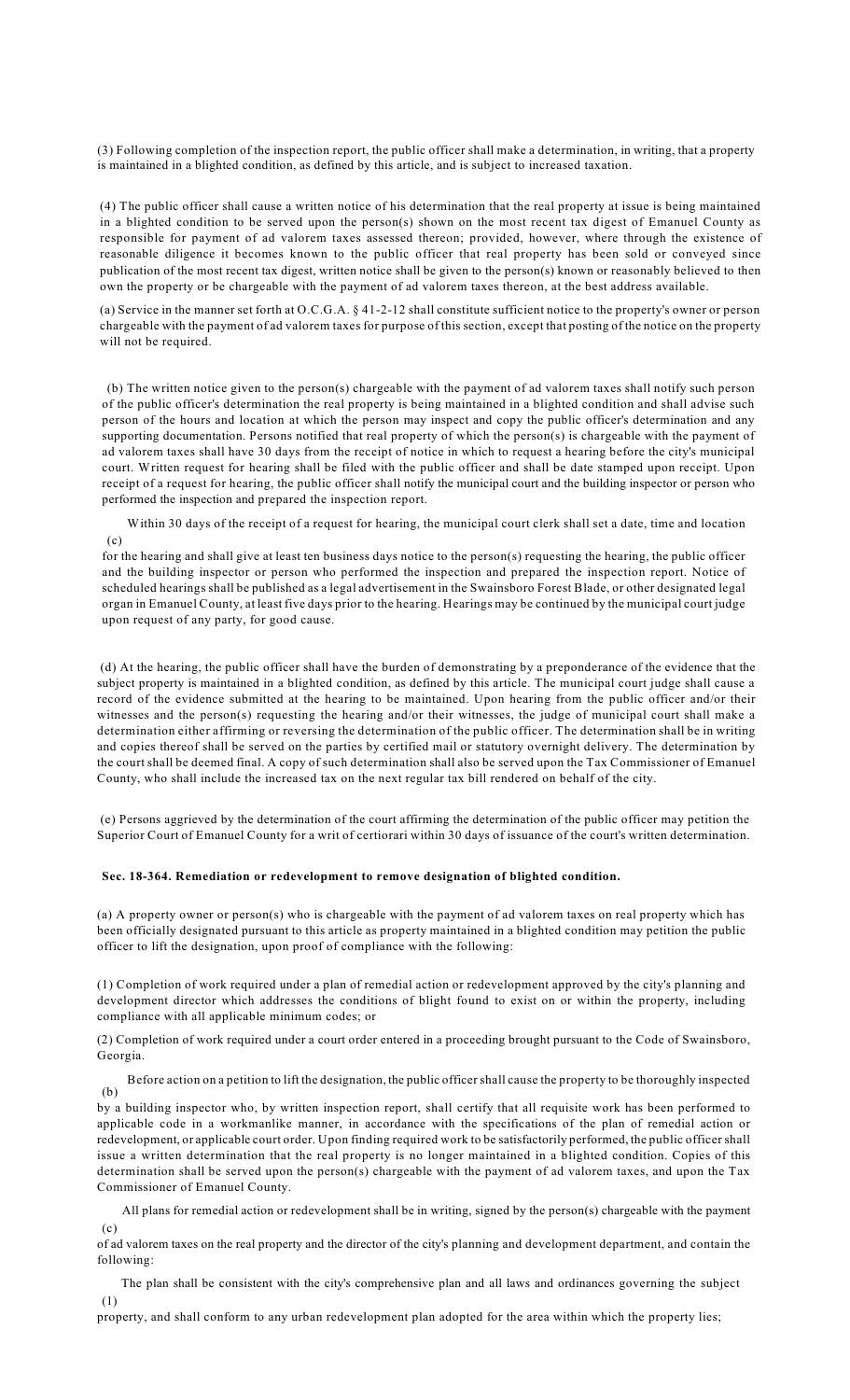(3) Following completion of the inspection report, the public officer shall make a determination, in writing, that a property is maintained in a blighted condition, as defined by this article, and is subject to increased taxation.

(4) The public officer shall cause a written notice of his determination that the real property at issue is being maintained in a blighted condition to be served upon the person(s) shown on the most recent tax digest of Emanuel County as responsible for payment of ad valorem taxes assessed thereon; provided, however, where through the existence of reasonable diligence it becomes known to the public officer that real property has been sold or conveyed since publication of the most recent tax digest, written notice shall be given to the person(s) known or reasonably believed to then own the property or be chargeable with the payment of ad valorem taxes thereon, at the best address available.

(a) Service in the manner set forth at O.C.G.A. § 41-2-12 shall constitute sufficient notice to the property's owner or person chargeable with the payment of ad valorem taxes for purpose of this section, except that posting of the notice on the property will not be required.

(b) The written notice given to the person(s) chargeable with the payment of ad valorem taxes shall notify such person of the public officer's determination the real property is being maintained in a blighted condition and shall advise such person of the hours and location at which the person may inspect and copy the public officer's determination and any supporting documentation. Persons notified that real property of which the person(s) is chargeable with the payment of ad valorem taxes shall have 30 days from the receipt of notice in which to request a hearing before the city's municipal court. Written request for hearing shall be filed with the public officer and shall be date stamped upon receipt. Upon receipt of a request for hearing, the public officer shall notify the municipal court and the building inspector or person who performed the inspection and prepared the inspection report.

(c) Within 30 days of the receipt of a request for hearing, the municipal court clerk shall set a date, time and location for the hearing and shall give at least ten business days notice to the person(s) requesting the hearing, the public officer and the building inspector or person who performed the inspection and prepared the inspection report. Notice of scheduled hearings shall be published as a legal advertisement in the Swainsboro Forest Blade, or other designated legal organ in Emanuel County, at least five days prior to the hearing. Hearings may be continued by the municipal court judge upon request of any party, for good cause.

(d) At the hearing, the public officer shall have the burden of demonstrating by a preponderance of the evidence that the subject property is maintained in a blighted condition, as defined by this article. The municipal court judge shall cause a record of the evidence submitted at the hearing to be maintained. Upon hearing from the public officer and/or their witnesses and the person(s) requesting the hearing and/or their witnesses, the judge of municipal court shall make a determination either affirming or reversing the determination of the public officer. The determination shall be in writing and copies thereof shall be served on the parties by certified mail or statutory overnight delivery. The determination by the court shall be deemed final. A copy of such determination shall also be served upon the Tax Commissioner of Emanuel County, who shall include the increased tax on the next regular tax bill rendered on behalf of the city.

(e) Persons aggrieved by the determination of the court affirming the determination of the public officer may petition the Superior Court of Emanuel County for a writ of certiorari within 30 days of issuance of the court's written determination.

### Sec. 18-364. Remediation or redevelopment to remove designation of blighted condition.

(a) A property owner or person(s) who is chargeable with the payment of ad valorem taxes on real property which has been officially designated pursuant to this article as property maintained in a blighted condition may petition the public officer to lift the designation, upon proof of compliance with the following:

(1) Completion of work required under a plan of remedial action or redevelopment approved by the city's planning and development director which addresses the conditions of blight found to exist on or within the property, including compliance with all applicable minimum codes; or

(2) Completion of work required under a court order entered in a proceeding brought pursuant to the Code of Swainsboro, Georgia.

(b) Before action on a petition to lift the designation, the public officer shall cause the property to be thoroughly inspected by a building inspector who, by written inspection report, shall certify that all requisite work has been performed to applicable code in a workmanlike manner, in accordance with the specifications of the plan of remedial action or redevelopment, or applicable court order. Upon finding required work to be satisfactorily performed, the public officer shall issue a written determination that the real property is no longer maintained in a blighted condition. Copies of this determination shall be served upon the person(s) chargeable with the payment of ad valorem taxes, and upon the Tax Commissioner of Emanuel County.

(c) All plans for remedial action or redevelopment shall be in writing, signed by the person(s) chargeable with the payment of ad valorem taxes on the real property and the director of the city's planning and development department, and contain the following:

(1) The plan shall be consistent with the city's comprehensive plan and all laws and ordinances governing the subject property, and shall conform to any urban redevelopment plan adopted for the area within which the property lies;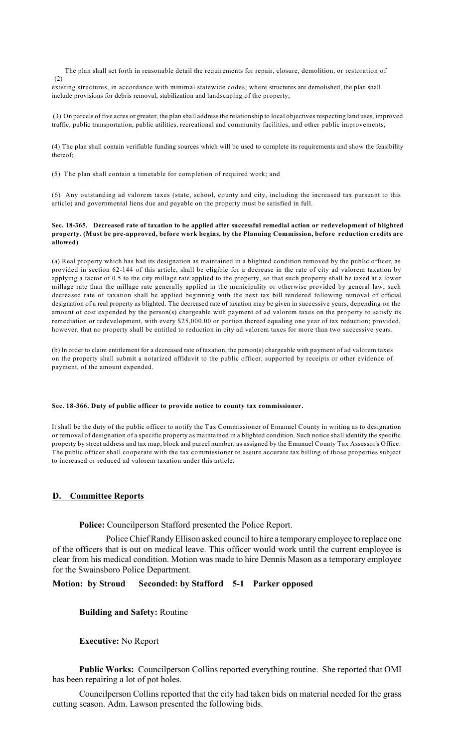(2) The plan shall set forth in reasonable detail the requirements for repair, closure, demolition, or restoration of existing structures, in accordance with minimal statewide codes; where structures are demolished, the plan shall include provisions for debris removal, stabilization and landscaping of the property;

(3) On parcels of five acres or greater, the plan shall address the relationship to local objectives respecting land uses, improved traffic, public transportation, public utilities, recreational and community facilities, and other public improvements;

(4) The plan shall contain verifiable funding sources which will be used to complete its requirements and show the feasibility thereof;

(5) The plan shall contain a timetable for completion of required work; and

(6) Any outstanding ad valorem taxes (state, school, county and city, including the increased tax pursuant to this article) and governmental liens due and payable on the property must be satisfied in full.

**Sec. 18-365. Decreased rate of taxation to be applied after successful remedial action or redevelopment of blighted property. (Must be pre-approved, before work begins, by the Planning Commission, before reduction credits are allowed)**

(a) Real property which has had its designation as maintained in a blighted condition removed by the public officer, as provided in section 62-144 of this article, shall be eligible for a decrease in the rate of city ad valorem taxation by applying a factor of 0.5 to the city millage rate applied to the property, so that such property shall be taxed at a lower millage rate than the millage rate generally applied in the municipality or otherwise provided by general law; such decreased rate of taxation shall be applied beginning with the next tax bill rendered following removal of official designation of a real property as blighted. The decreased rate of taxation may be given in successive years, depending on the amount of cost expended by the person(s) chargeable with payment of ad valorem taxes on the property to satisfy its remediation or redevelopment, with every $25,000.00 or portion thereof equaling one year of tax reduction; provided, however, that no property shall be entitled to reduction in city ad valorem taxes for more than two successive years.

(b) In order to claim entitlement for a decreased rate of taxation, the person(s) chargeable with payment of ad valorem taxes on the property shall submit a notarized affidavit to the public officer, supported by receipts or other evidence of payment, of the amount expended.

**Sec. 18-366. Duty of public officer to provide notice to county tax commissioner.**

It shall be the duty of the public officer to notify the Tax Commissioner of Emanuel County in writing as to designation or removal of designation of a specific property as maintained in a blighted condition. Such notice shall identify the specific property by street address and tax map, block and parcel number, as assigned by the Emanuel County Tax Assessor's Office. The public officer shall cooperate with the tax commissioner to assure accurate tax billing of those properties subject to increased or reduced ad valorem taxation under this article.

## D. Committee Reports

**Police:** Councilperson Stafford presented the Police Report.

Police Chief Randy Ellison asked council to hire a temporary employee to replace one of the officers that is out on medical leave. This officer would work until the current employee is clear from his medical condition. Motion was made to hire Dennis Mason as a temporary employee for the Swainsboro Police Department.

**Motion: by Stroud Seconded: by Stafford 5-1 Parker opposed**

**Building and Safety:** Routine

**Executive:** No Report

**Public Works:** Councilperson Collins reported everything routine. She reported that OMI has been repairing a lot of pot holes.

Councilperson Collins reported that the city had taken bids on material needed for the grass cutting season. Adm. Lawson presented the following bids.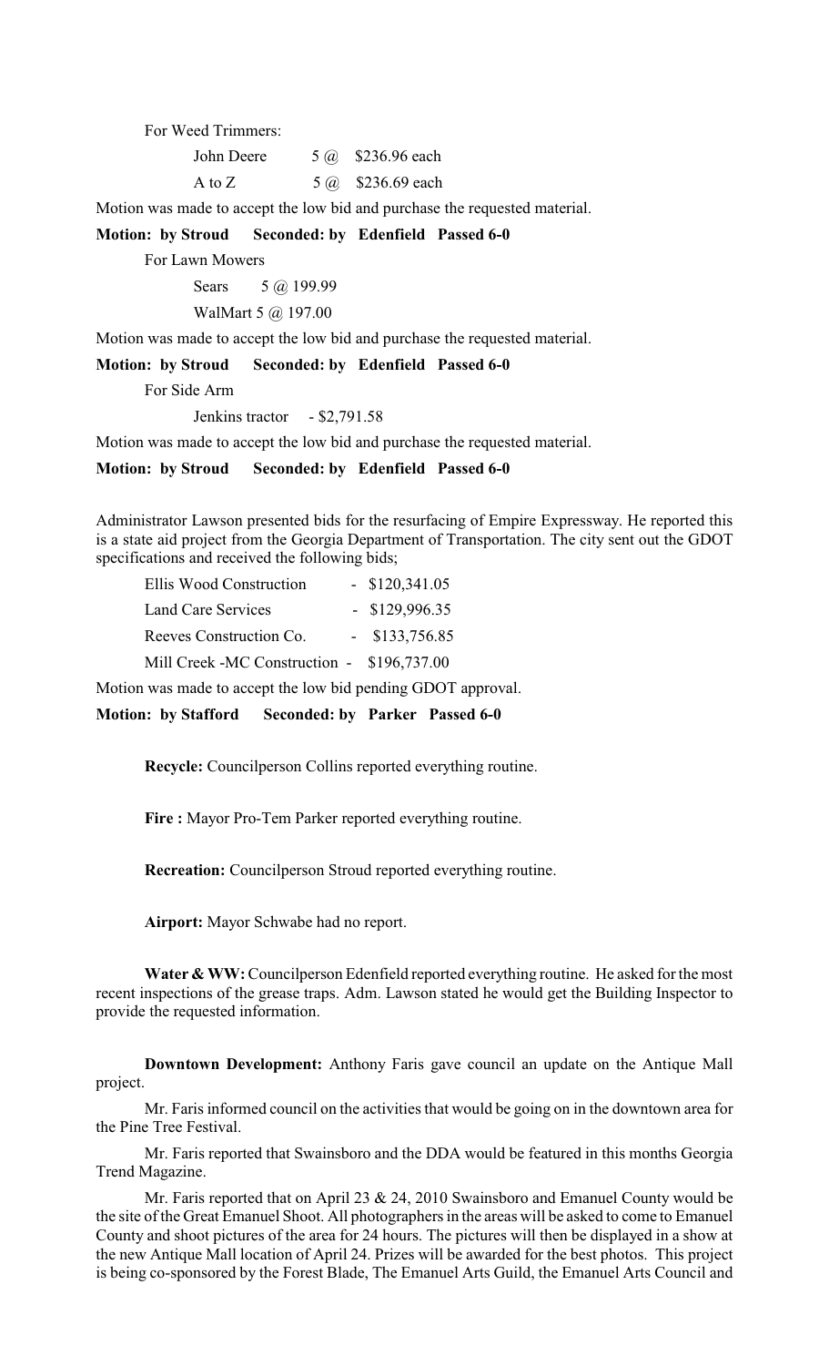For Weed Trimmers:

| | | |
|---|---|---|
| John Deere | 5 @ | $236.96 each |
| A to Z | 5 @ | $236.69 each |

Motion was made to accept the low bid and purchase the requested material.

**Motion: by Stroud  Seconded: by  Edenfield  Passed 6-0**

For Lawn Mowers

Sears  5 @ 199.99

WalMart 5 @ 197.00

Motion was made to accept the low bid and purchase the requested material.

**Motion: by Stroud  Seconded: by  Edenfield  Passed 6-0**

For Side Arm

Jenkins tractor  - $2,791.58

Motion was made to accept the low bid and purchase the requested material.

**Motion: by Stroud  Seconded: by  Edenfield  Passed 6-0**

Administrator Lawson presented bids for the resurfacing of Empire Expressway. He reported this is a state aid project from the Georgia Department of Transportation. The city sent out the GDOT specifications and received the following bids;

| | |
|---|---|
| Ellis Wood Construction | - $120,341.05 |
| Land Care Services | - $129,996.35 |
| Reeves Construction Co. | - $133,756.85 |
| Mill Creek -MC Construction | - $196,737.00 |

Motion was made to accept the low bid pending GDOT approval.

**Motion: by Stafford  Seconded: by  Parker  Passed 6-0**

**Recycle:** Councilperson Collins reported everything routine.

**Fire :** Mayor Pro-Tem Parker reported everything routine.

**Recreation:** Councilperson Stroud reported everything routine.

**Airport:** Mayor Schwabe had no report.

**Water & WW:** Councilperson Edenfield reported everything routine. He asked for the most recent inspections of the grease traps. Adm. Lawson stated he would get the Building Inspector to provide the requested information.

**Downtown Development:** Anthony Faris gave council an update on the Antique Mall project.

Mr. Faris informed council on the activities that would be going on in the downtown area for the Pine Tree Festival.

Mr. Faris reported that Swainsboro and the DDA would be featured in this months Georgia Trend Magazine.

Mr. Faris reported that on April 23 & 24, 2010 Swainsboro and Emanuel County would be the site of the Great Emanuel Shoot. All photographers in the areas will be asked to come to Emanuel County and shoot pictures of the area for 24 hours. The pictures will then be displayed in a show at the new Antique Mall location of April 24. Prizes will be awarded for the best photos. This project is being co-sponsored by the Forest Blade, The Emanuel Arts Guild, the Emanuel Arts Council and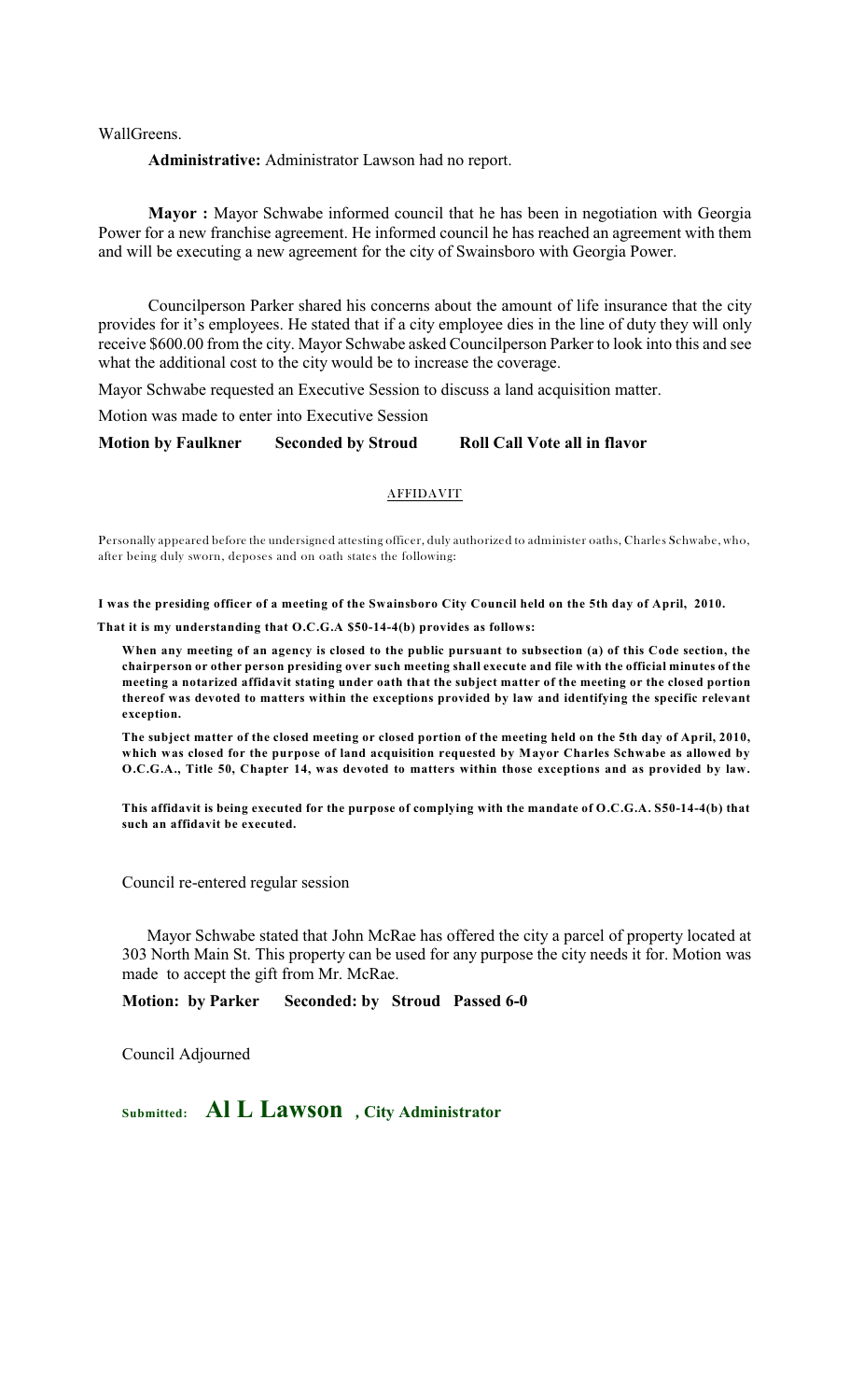WallGreens.

**Administrative:** Administrator Lawson had no report.

**Mayor :** Mayor Schwabe informed council that he has been in negotiation with Georgia Power for a new franchise agreement. He informed council he has reached an agreement with them and will be executing a new agreement for the city of Swainsboro with Georgia Power.

Councilperson Parker shared his concerns about the amount of life insurance that the city provides for it's employees. He stated that if a city employee dies in the line of duty they will only receive $600.00 from the city. Mayor Schwabe asked Councilperson Parker to look into this and see what the additional cost to the city would be to increase the coverage.

Mayor Schwabe requested an Executive Session to discuss a land acquisition matter.

Motion was made to enter into Executive Session

**Motion by Faulkner    Seconded by Stroud    Roll Call Vote all in flavor**

AFFIDAVIT

Personally appeared before the undersigned attesting officer, duly authorized to administer oaths, Charles Schwabe, who, after being duly sworn, deposes and on oath states the following:

**I was the presiding officer of a meeting of the Swainsboro City Council held on the 5th day of April, 2010.**

**That it is my understanding that O.C.G.A $50-14-4(b) provides as follows:**

**When any meeting of an agency is closed to the public pursuant to subsection (a) of this Code section, the chairperson or other person presiding over such meeting shall execute and file with the official minutes of the meeting a notarized affidavit stating under oath that the subject matter of the meeting or the closed portion thereof was devoted to matters within the exceptions provided by law and identifying the specific relevant exception.**

**The subject matter of the closed meeting or closed portion of the meeting held on the 5th day of April, 2010, which was closed for the purpose of land acquisition requested by Mayor Charles Schwabe as allowed by O.C.G.A., Title 50, Chapter 14, was devoted to matters within those exceptions and as provided by law.**

**This affidavit is being executed for the purpose of complying with the mandate of O.C.G.A. S50-14-4(b) that such an affidavit be executed.**

Council re-entered regular session

Mayor Schwabe stated that John McRae has offered the city a parcel of property located at 303 North Main St. This property can be used for any purpose the city needs it for. Motion was made to accept the gift from Mr. McRae.

**Motion: by Parker    Seconded: by Stroud  Passed 6-0**

Council Adjourned

**Submitted: Al L Lawson , City Administrator**